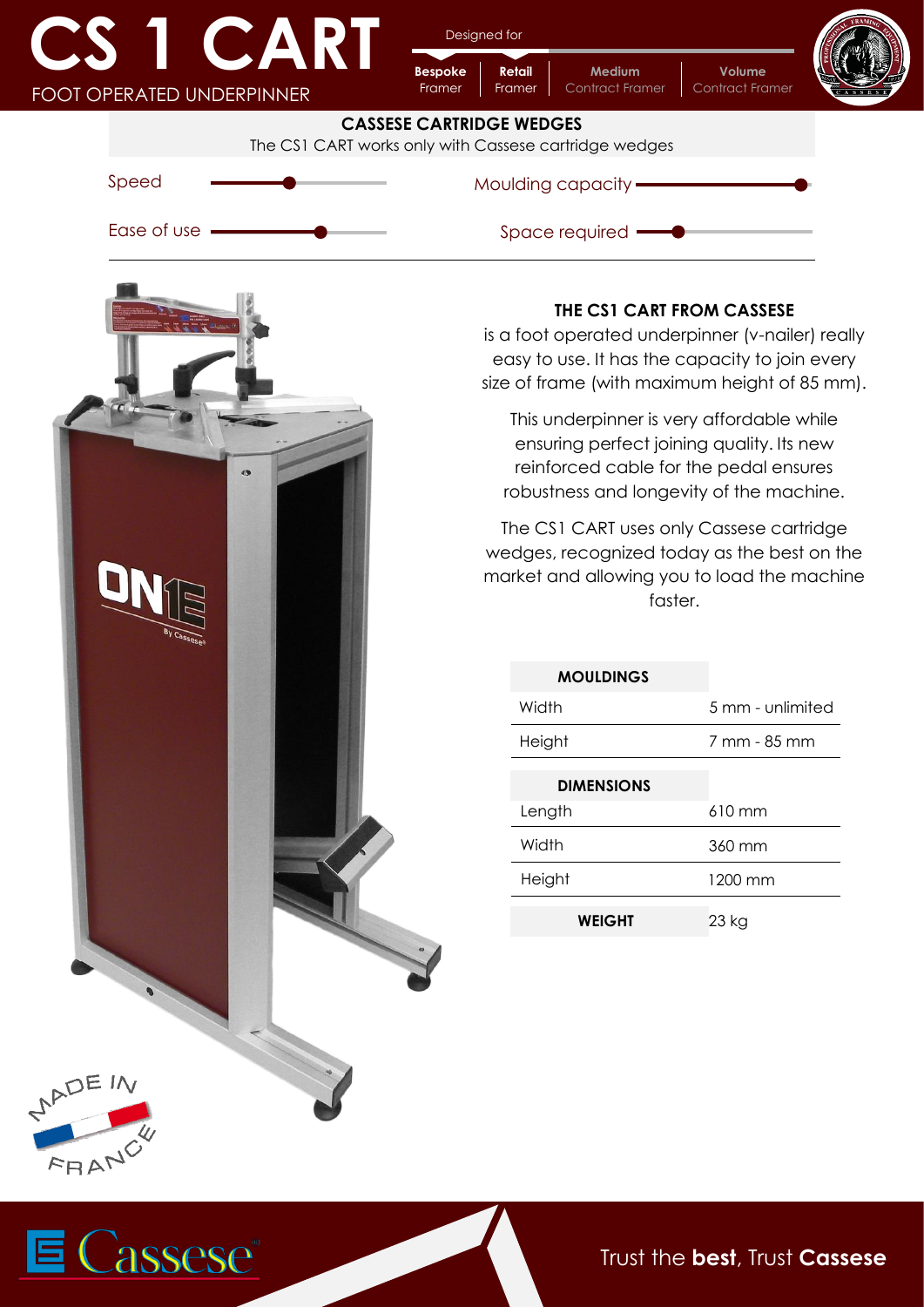# CS 1 CART

FOOT OPERATED UNDERPINNER

Designed for

**Bespoke** Framer | **Retail** Framer | **Medium** Contract Framer | **Volume** Contract Framer

**CASSESE CARTRIDGE WEDGES**

The CS1 CART works only with Cassese cartridge wedges

Speed

Ease of use

Moulding capacity

Space required

**THE CS1 CART FROM CASSESE**

is a foot operated underpinner (v-nailer) really easy to use. It has the capacity to join every size of frame (with maximum height of 85 mm).

This underpinner is very affordable while ensuring perfect joining quality. Its new reinforced cable for the pedal ensures robustness and longevity of the machine.

The CS1 CART uses only Cassese cartridge wedges, recognized today as the best on the market and allowing you to load the machine faster.

| **MOULDINGS** | |
|---|---|
| Width | 5 mm - unlimited |
| Height | 7 mm - 85 mm |
| **DIMENSIONS** | |
| Length | 610 mm |
| Width | 360 mm |
| Height | 1200 mm |
| **WEIGHT** | 23 kg |

MADE IN FRANCE

Trust the **best**, Trust **Cassese**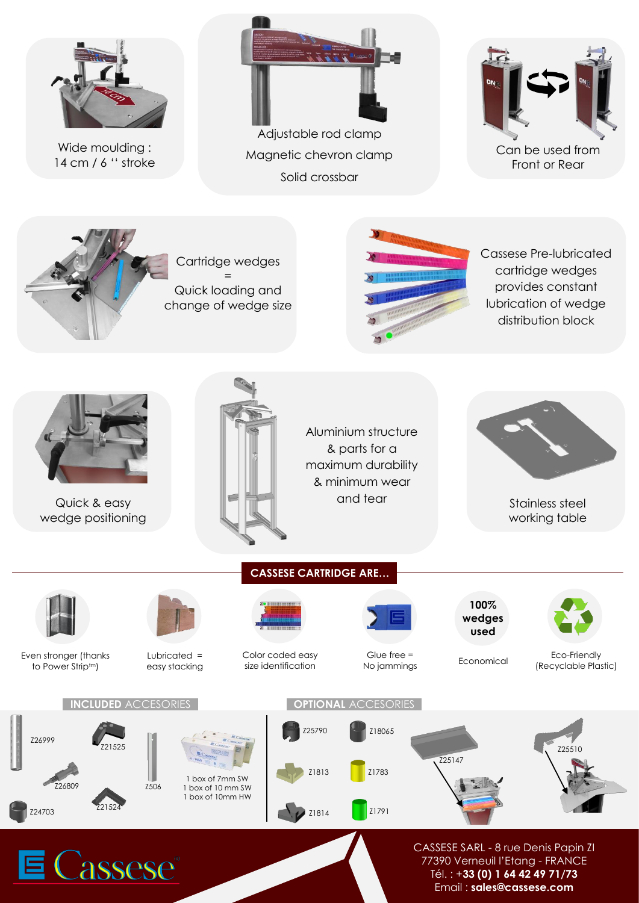Wide moulding : 14 cm / 6 '' stroke

Adjustable rod clamp

Magnetic chevron clamp

Solid crossbar

Can be used from Front or Rear

Cartridge wedges = Quick loading and change of wedge size

Cassese Pre-lubricated cartridge wedges provides constant lubrication of wedge distribution block

Quick & easy wedge positioning

Aluminium structure & parts for a maximum durability & minimum wear and tear

Stainless steel working table

## CASSESE CARTRIDGE ARE...

- Even stronger (thanks to Power Strip™)
- Lubricated = easy stacking
- Color coded easy size identification
- Glue free = No jammings
- **100% wedges used** — Economical
- Eco-Friendly (Recyclable Plastic)

## INCLUDED ACCESORIES

Z26999

Z21525

Z506

Z26809

Z21524

Z24703

1 box of 7mm SW
1 box of 10 mm SW
1 box of 10mm HW

## OPTIONAL ACCESORIES

Z25790

Z18065

Z25147

Z25510

Z1813

Z1783

Z1814

Z1791

Cassese

CASSESE SARL - 8 rue Denis Papin ZI
77390 Verneuil l'Etang - FRANCE
Tél. : +**33 (0) 1 64 42 49 71/73**
Email : **sales@cassese.com**